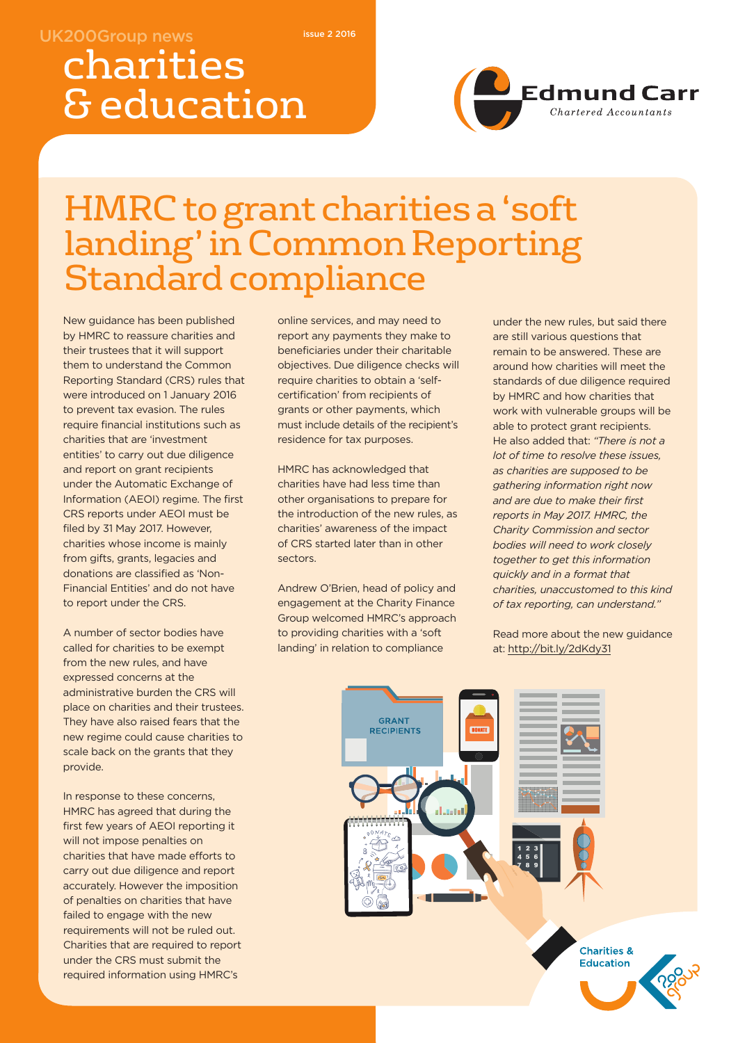UK200Group news

Issue 2 2016

# charities & education

Edmund Carr
Chartered Accountants

## HMRC to grant charities a 'soft landing' in Common Reporting Standard compliance

New guidance has been published by HMRC to reassure charities and their trustees that it will support them to understand the Common Reporting Standard (CRS) rules that were introduced on 1 January 2016 to prevent tax evasion. The rules require financial institutions such as charities that are 'investment entities' to carry out due diligence and report on grant recipients under the Automatic Exchange of Information (AEOI) regime. The first CRS reports under AEOI must be filed by 31 May 2017. However, charities whose income is mainly from gifts, grants, legacies and donations are classified as 'Non-Financial Entities' and do not have to report under the CRS.

A number of sector bodies have called for charities to be exempt from the new rules, and have expressed concerns at the administrative burden the CRS will place on charities and their trustees. They have also raised fears that the new regime could cause charities to scale back on the grants that they provide.

In response to these concerns, HMRC has agreed that during the first few years of AEOI reporting it will not impose penalties on charities that have made efforts to carry out due diligence and report accurately. However the imposition of penalties on charities that have failed to engage with the new requirements will not be ruled out. Charities that are required to report under the CRS must submit the required information using HMRC's online services, and may need to report any payments they make to beneficiaries under their charitable objectives. Due diligence checks will require charities to obtain a 'self-certification' from recipients of grants or other payments, which must include details of the recipient's residence for tax purposes.

HMRC has acknowledged that charities have had less time than other organisations to prepare for the introduction of the new rules, as charities' awareness of the impact of CRS started later than in other sectors.

Andrew O'Brien, head of policy and engagement at the Charity Finance Group welcomed HMRC's approach to providing charities with a 'soft landing' in relation to compliance under the new rules, but said there are still various questions that remain to be answered. These are around how charities will meet the standards of due diligence required by HMRC and how charities that work with vulnerable groups will be able to protect grant recipients. He also added that: *"There is not a lot of time to resolve these issues, as charities are supposed to be gathering information right now and are due to make their first reports in May 2017. HMRC, the Charity Commission and sector bodies will need to work closely together to get this information quickly and in a format that charities, unaccustomed to this kind of tax reporting, can understand."*

Read more about the new guidance at: http://bit.ly/2dKdy31

Charities & Education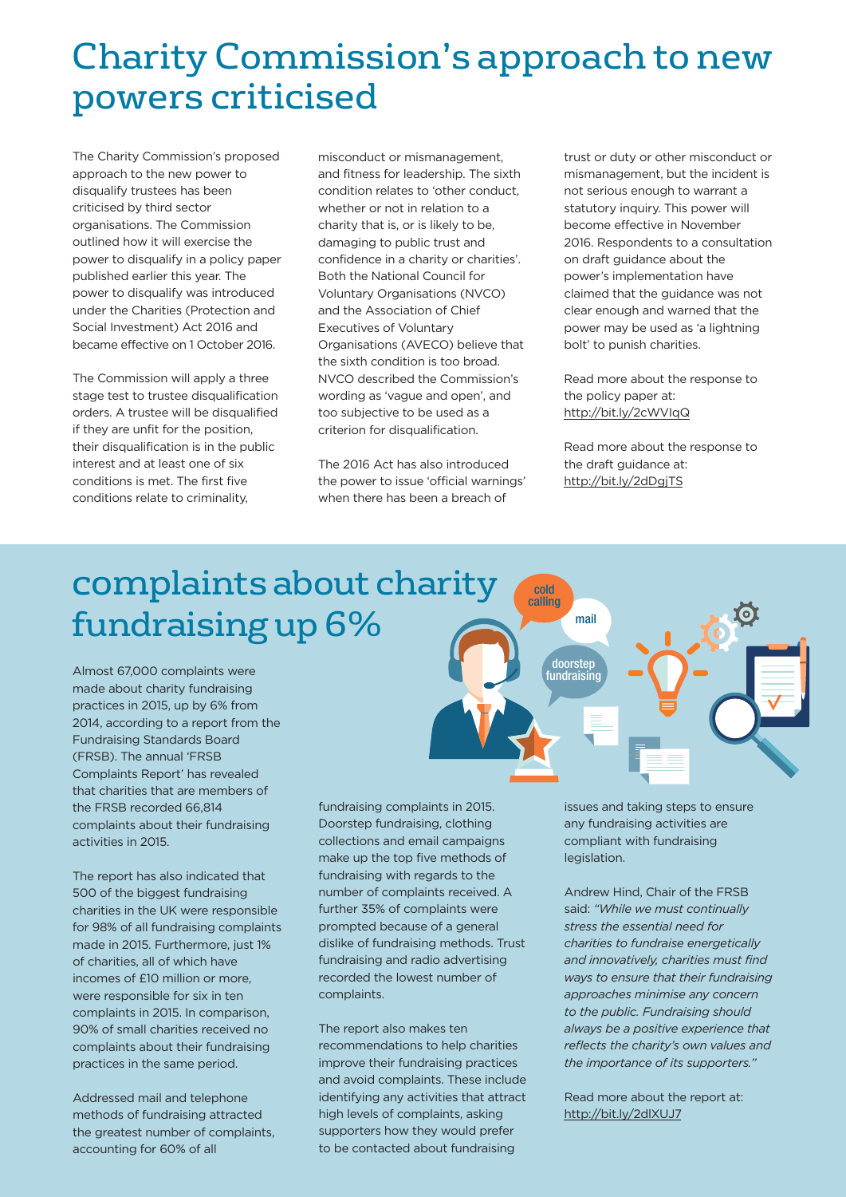# Charity Commission's approach to new powers criticised

The Charity Commission's proposed approach to the new power to disqualify trustees has been criticised by third sector organisations. The Commission outlined how it will exercise the power to disqualify in a policy paper published earlier this year. The power to disqualify was introduced under the Charities (Protection and Social Investment) Act 2016 and became effective on 1 October 2016.

The Commission will apply a three stage test to trustee disqualification orders. A trustee will be disqualified if they are unfit for the position, their disqualification is in the public interest and at least one of six conditions is met. The first five conditions relate to criminality, misconduct or mismanagement, and fitness for leadership. The sixth condition relates to 'other conduct, whether or not in relation to a charity that is, or is likely to be, damaging to public trust and confidence in a charity or charities'. Both the National Council for Voluntary Organisations (NVCO) and the Association of Chief Executives of Voluntary Organisations (AVECO) believe that the sixth condition is too broad. NVCO described the Commission's wording as 'vague and open', and too subjective to be used as a criterion for disqualification.

The 2016 Act has also introduced the power to issue 'official warnings' when there has been a breach of trust or duty or other misconduct or mismanagement, but the incident is not serious enough to warrant a statutory inquiry. This power will become effective in November 2016. Respondents to a consultation on draft guidance about the power's implementation have claimed that the guidance was not clear enough and warned that the power may be used as 'a lightning bolt' to punish charities.

Read more about the response to the policy paper at: http://bit.ly/2cWVIqQ

Read more about the response to the draft guidance at: http://bit.ly/2dDgjTS

# complaints about charity fundraising up 6%

Almost 67,000 complaints were made about charity fundraising practices in 2015, up by 6% from 2014, according to a report from the Fundraising Standards Board (FRSB). The annual 'FRSB Complaints Report' has revealed that charities that are members of the FRSB recorded 66,814 complaints about their fundraising activities in 2015.

The report has also indicated that 500 of the biggest fundraising charities in the UK were responsible for 98% of all fundraising complaints made in 2015. Furthermore, just 1% of charities, all of which have incomes of £10 million or more, were responsible for six in ten complaints in 2015. In comparison, 90% of small charities received no complaints about their fundraising practices in the same period.

Addressed mail and telephone methods of fundraising attracted the greatest number of complaints, accounting for 60% of all fundraising complaints in 2015. Doorstep fundraising, clothing collections and email campaigns make up the top five methods of fundraising with regards to the number of complaints received. A further 35% of complaints were prompted because of a general dislike of fundraising methods. Trust fundraising and radio advertising recorded the lowest number of complaints.

The report also makes ten recommendations to help charities improve their fundraising practices and avoid complaints. These include identifying any activities that attract high levels of complaints, asking supporters how they would prefer to be contacted about fundraising issues and taking steps to ensure any fundraising activities are compliant with fundraising legislation.

Andrew Hind, Chair of the FRSB said: *"While we must continually stress the essential need for charities to fundraise energetically and innovatively, charities must find ways to ensure that their fundraising approaches minimise any concern to the public. Fundraising should always be a positive experience that reflects the charity's own values and the importance of its supporters."*

Read more about the report at: http://bit.ly/2dlXUJ7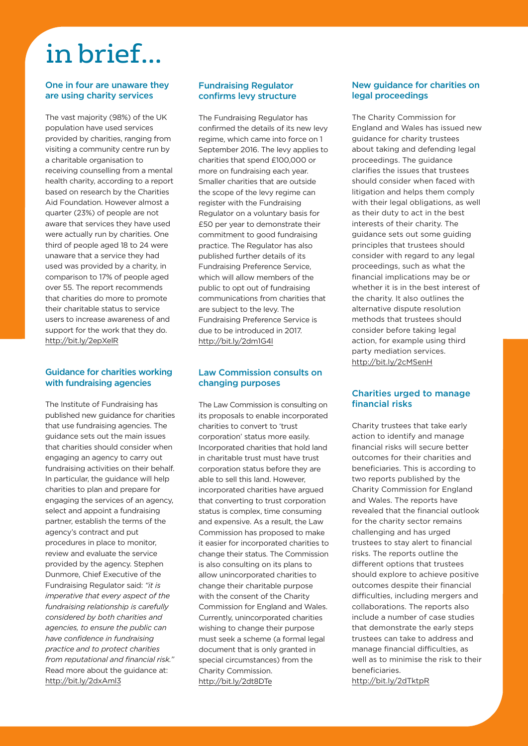# in brief...

## One in four are unaware they are using charity services

The vast majority (98%) of the UK population have used services provided by charities, ranging from visiting a community centre run by a charitable organisation to receiving counselling from a mental health charity, according to a report based on research by the Charities Aid Foundation. However almost a quarter (23%) of people are not aware that services they have used were actually run by charities. One third of people aged 18 to 24 were unaware that a service they had used was provided by a charity, in comparison to 17% of people aged over 55. The report recommends that charities do more to promote their charitable status to service users to increase awareness of and support for the work that they do.
http://bit.ly/2epXelR

## Guidance for charities working with fundraising agencies

The Institute of Fundraising has published new guidance for charities that use fundraising agencies. The guidance sets out the main issues that charities should consider when engaging an agency to carry out fundraising activities on their behalf. In particular, the guidance will help charities to plan and prepare for engaging the services of an agency, select and appoint a fundraising partner, establish the terms of the agency's contract and put procedures in place to monitor, review and evaluate the service provided by the agency. Stephen Dunmore, Chief Executive of the Fundraising Regulator said: *"it is imperative that every aspect of the fundraising relationship is carefully considered by both charities and agencies, to ensure the public can have confidence in fundraising practice and to protect charities from reputational and financial risk."* Read more about the guidance at:
http://bit.ly/2dxAml3

## Fundraising Regulator confirms levy structure

The Fundraising Regulator has confirmed the details of its new levy regime, which came into force on 1 September 2016. The levy applies to charities that spend £100,000 or more on fundraising each year. Smaller charities that are outside the scope of the levy regime can register with the Fundraising Regulator on a voluntary basis for £50 per year to demonstrate their commitment to good fundraising practice. The Regulator has also published further details of its Fundraising Preference Service, which will allow members of the public to opt out of fundraising communications from charities that are subject to the levy. The Fundraising Preference Service is due to be introduced in 2017.
http://bit.ly/2dm1G4l

## Law Commission consults on changing purposes

The Law Commission is consulting on its proposals to enable incorporated charities to convert to 'trust corporation' status more easily. Incorporated charities that hold land in charitable trust must have trust corporation status before they are able to sell this land. However, incorporated charities have argued that converting to trust corporation status is complex, time consuming and expensive. As a result, the Law Commission has proposed to make it easier for incorporated charities to change their status. The Commission is also consulting on its plans to allow unincorporated charities to change their charitable purpose with the consent of the Charity Commission for England and Wales. Currently, unincorporated charities wishing to change their purpose must seek a scheme (a formal legal document that is only granted in special circumstances) from the Charity Commission.
http://bit.ly/2dt8DTe

## New guidance for charities on legal proceedings

The Charity Commission for England and Wales has issued new guidance for charity trustees about taking and defending legal proceedings. The guidance clarifies the issues that trustees should consider when faced with litigation and helps them comply with their legal obligations, as well as their duty to act in the best interests of their charity. The guidance sets out some guiding principles that trustees should consider with regard to any legal proceedings, such as what the financial implications may be or whether it is in the best interest of the charity. It also outlines the alternative dispute resolution methods that trustees should consider before taking legal action, for example using third party mediation services.
http://bit.ly/2cMSenH

## Charities urged to manage financial risks

Charity trustees that take early action to identify and manage financial risks will secure better outcomes for their charities and beneficiaries. This is according to two reports published by the Charity Commission for England and Wales. The reports have revealed that the financial outlook for the charity sector remains challenging and has urged trustees to stay alert to financial risks. The reports outline the different options that trustees should explore to achieve positive outcomes despite their financial difficulties, including mergers and collaborations. The reports also include a number of case studies that demonstrate the early steps trustees can take to address and manage financial difficulties, as well as to minimise the risk to their beneficiaries.
http://bit.ly/2dTktpR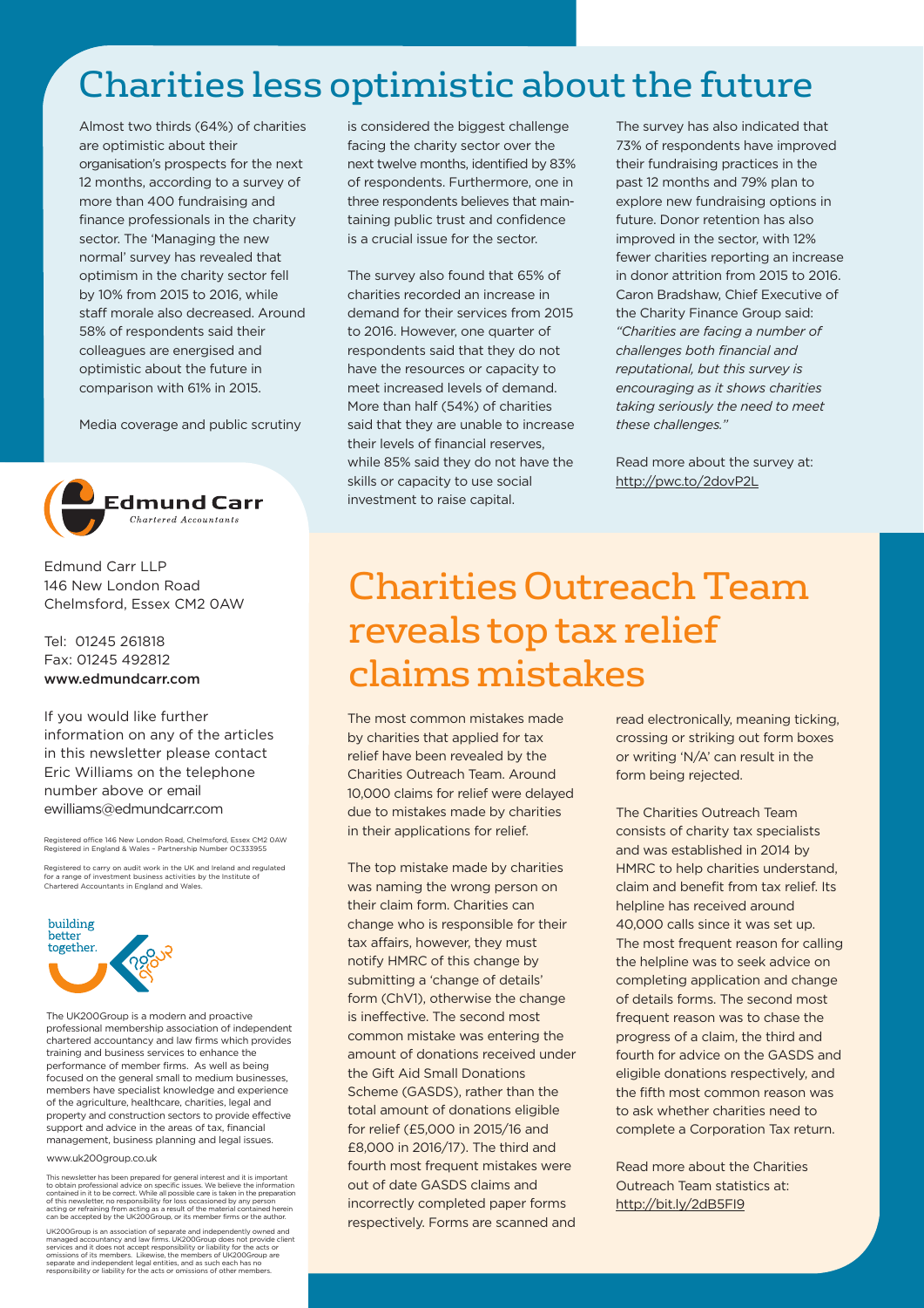# Charities less optimistic about the future

Almost two thirds (64%) of charities are optimistic about their organisation's prospects for the next 12 months, according to a survey of more than 400 fundraising and finance professionals in the charity sector. The 'Managing the new normal' survey has revealed that optimism in the charity sector fell by 10% from 2015 to 2016, while staff morale also decreased. Around 58% of respondents said their colleagues are energised and optimistic about the future in comparison with 61% in 2015.

Media coverage and public scrutiny is considered the biggest challenge facing the charity sector over the next twelve months, identified by 83% of respondents. Furthermore, one in three respondents believes that maintaining public trust and confidence is a crucial issue for the sector.

The survey also found that 65% of charities recorded an increase in demand for their services from 2015 to 2016. However, one quarter of respondents said that they do not have the resources or capacity to meet increased levels of demand. More than half (54%) of charities said that they are unable to increase their levels of financial reserves, while 85% said they do not have the skills or capacity to use social investment to raise capital.

The survey has also indicated that 73% of respondents have improved their fundraising practices in the past 12 months and 79% plan to explore new fundraising options in future. Donor retention has also improved in the sector, with 12% fewer charities reporting an increase in donor attrition from 2015 to 2016. Caron Bradshaw, Chief Executive of the Charity Finance Group said: *"Charities are facing a number of challenges both financial and reputational, but this survey is encouraging as it shows charities taking seriously the need to meet these challenges."*

Read more about the survey at: http://pwc.to/2dovP2L

# Charities Outreach Team reveals top tax relief claims mistakes

The most common mistakes made by charities that applied for tax relief have been revealed by the Charities Outreach Team. Around 10,000 claims for relief were delayed due to mistakes made by charities in their applications for relief.

The top mistake made by charities was naming the wrong person on their claim form. Charities can change who is responsible for their tax affairs, however, they must notify HMRC of this change by submitting a 'change of details' form (ChV1), otherwise the change is ineffective. The second most common mistake was entering the amount of donations received under the Gift Aid Small Donations Scheme (GASDS), rather than the total amount of donations eligible for relief (£5,000 in 2015/16 and £8,000 in 2016/17). The third and fourth most frequent mistakes were out of date GASDS claims and incorrectly completed paper forms respectively. Forms are scanned and read electronically, meaning ticking, crossing or striking out form boxes or writing 'N/A' can result in the form being rejected.

The Charities Outreach Team consists of charity tax specialists and was established in 2014 by HMRC to help charities understand, claim and benefit from tax relief. Its helpline has received around 40,000 calls since it was set up. The most frequent reason for calling the helpline was to seek advice on completing application and change of details forms. The second most frequent reason was to chase the progress of a claim, the third and fourth for advice on the GASDS and eligible donations respectively, and the fifth most common reason was to ask whether charities need to complete a Corporation Tax return.

Read more about the Charities Outreach Team statistics at: http://bit.ly/2dB5FI9

**Edmund Carr**
*Chartered Accountants*

Edmund Carr LLP
146 New London Road
Chelmsford, Essex CM2 0AW

Tel: 01245 261818
Fax: 01245 492812
**www.edmundcarr.com**

If you would like further information on any of the articles in this newsletter please contact Eric Williams on the telephone number above or email ewilliams@edmundcarr.com

Registered office 146 New London Road, Chelmsford, Essex CM2 0AW
Registered in England & Wales – Partnership Number OC333955

Registered to carry on audit work in the UK and Ireland and regulated for a range of investment business activities by the Institute of Chartered Accountants in England and Wales.

building better together.

The UK200Group is a modern and proactive professional membership association of independent chartered accountancy and law firms which provides training and business services to enhance the performance of member firms. As well as being focused on the general small to medium businesses, members have specialist knowledge and experience of the agriculture, healthcare, charities, legal and property and construction sectors to provide effective support and advice in the areas of tax, financial management, business planning and legal issues.

www.uk200group.co.uk

This newsletter has been prepared for general interest and it is important to obtain professional advice on specific issues. We believe the information contained in it to be correct. While all possible care is taken in the preparation of this newsletter, no responsibility for loss occasioned by any person acting or refraining from acting as a result of the material contained herein can be accepted by the UK200Group, or its member firms or the author.

UK200Group is an association of separate and independently owned and managed accountancy and law firms. UK200Group does not provide client services and it does not accept responsibility or liability for the acts or omissions of its members. Likewise, the members of UK200Group are separate and independent legal entities, and as such each has no responsibility or liability for the acts or omissions of other members.